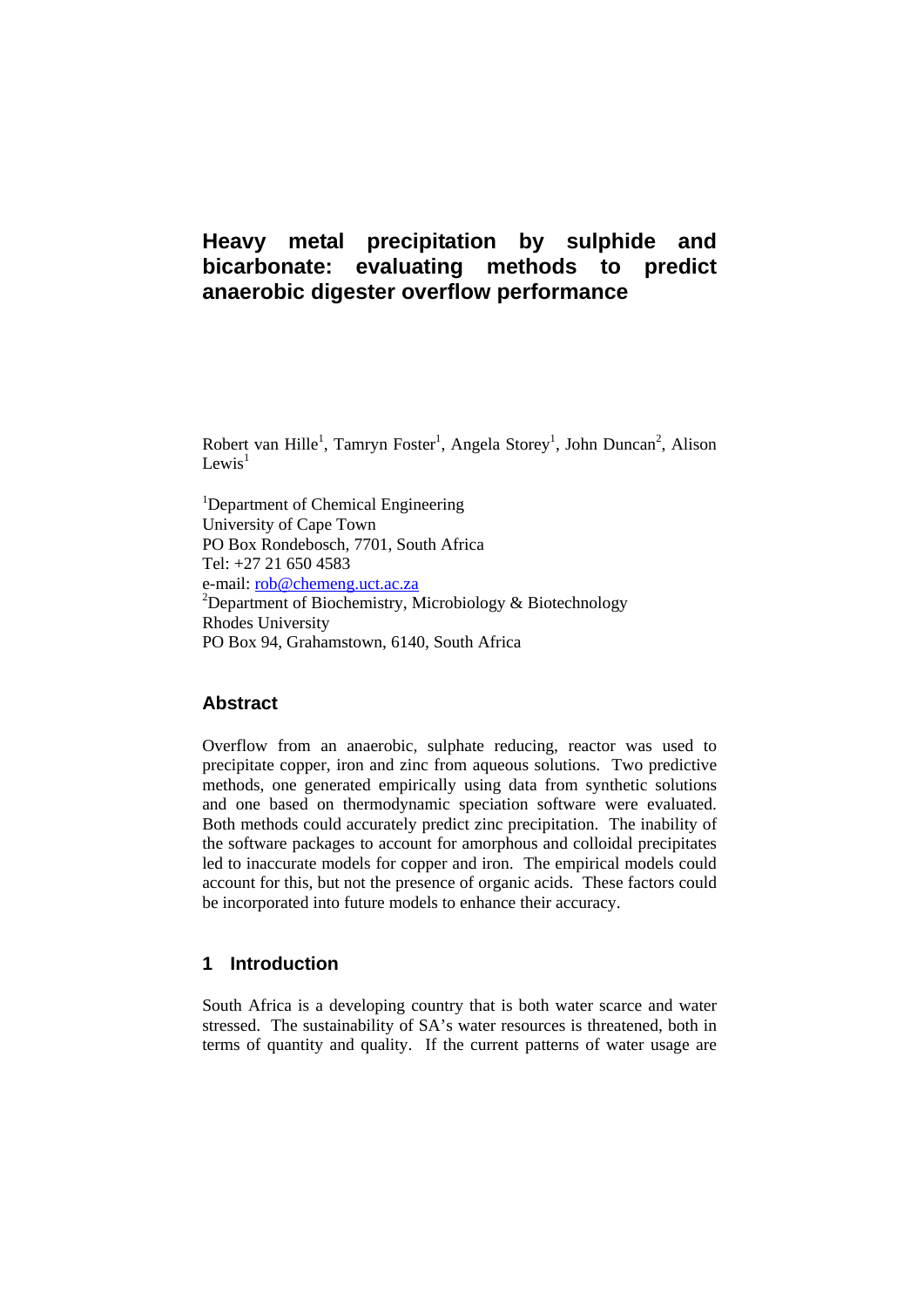# Heavy metal precipitation by sulphide and bicarbonate: evaluating methods to predict anaerobic digester overflow performance

Robert van Hille[1], Tamryn Foster[1], Angela Storey[1], John Duncan[2], Alison Lewis[1]

[1]Department of Chemical Engineering
University of Cape Town
PO Box Rondebosch, 7701, South Africa
Tel: +27 21 650 4583
e-mail: rob@chemeng.uct.ac.za
[2]Department of Biochemistry, Microbiology & Biotechnology
Rhodes University
PO Box 94, Grahamstown, 6140, South Africa

## Abstract

Overflow from an anaerobic, sulphate reducing, reactor was used to precipitate copper, iron and zinc from aqueous solutions. Two predictive methods, one generated empirically using data from synthetic solutions and one based on thermodynamic speciation software were evaluated. Both methods could accurately predict zinc precipitation. The inability of the software packages to account for amorphous and colloidal precipitates led to inaccurate models for copper and iron. The empirical models could account for this, but not the presence of organic acids. These factors could be incorporated into future models to enhance their accuracy.

## 1 Introduction

South Africa is a developing country that is both water scarce and water stressed. The sustainability of SA's water resources is threatened, both in terms of quantity and quality. If the current patterns of water usage are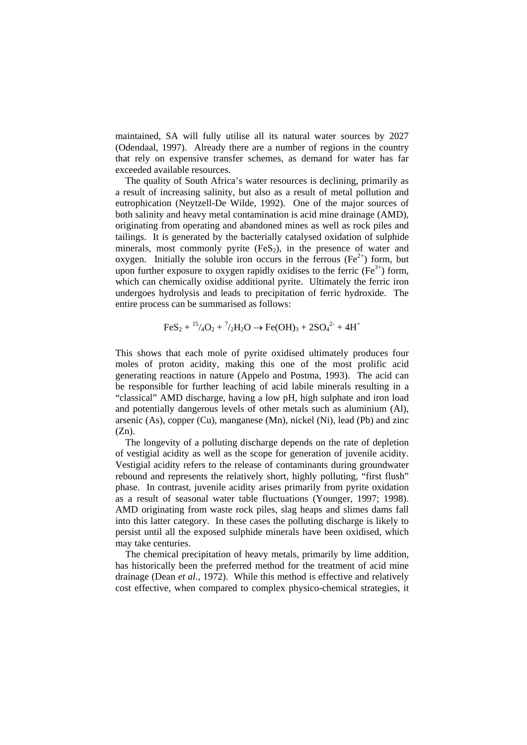maintained, SA will fully utilise all its natural water sources by 2027 (Odendaal, 1997). Already there are a number of regions in the country that rely on expensive transfer schemes, as demand for water has far exceeded available resources.

The quality of South Africa's water resources is declining, primarily as a result of increasing salinity, but also as a result of metal pollution and eutrophication (Neytzell-De Wilde, 1992). One of the major sources of both salinity and heavy metal contamination is acid mine drainage (AMD), originating from operating and abandoned mines as well as rock piles and tailings. It is generated by the bacterially catalysed oxidation of sulphide minerals, most commonly pyrite ($FeS_2$), in the presence of water and oxygen. Initially the soluble iron occurs in the ferrous ($Fe^{2+}$) form, but upon further exposure to oxygen rapidly oxidises to the ferric ($Fe^{3+}$) form, which can chemically oxidise additional pyrite. Ultimately the ferric iron undergoes hydrolysis and leads to precipitation of ferric hydroxide. The entire process can be summarised as follows:

$$FeS_2 + {}^{15}/_4O_2 + {}^{7}/_2H_2O \rightarrow Fe(OH)_3 + 2SO_4^{2-} + 4H^+$$

This shows that each mole of pyrite oxidised ultimately produces four moles of proton acidity, making this one of the most prolific acid generating reactions in nature (Appelo and Postma, 1993). The acid can be responsible for further leaching of acid labile minerals resulting in a "classical" AMD discharge, having a low pH, high sulphate and iron load and potentially dangerous levels of other metals such as aluminium (Al), arsenic (As), copper (Cu), manganese (Mn), nickel (Ni), lead (Pb) and zinc (Zn).

The longevity of a polluting discharge depends on the rate of depletion of vestigial acidity as well as the scope for generation of juvenile acidity. Vestigial acidity refers to the release of contaminants during groundwater rebound and represents the relatively short, highly polluting, "first flush" phase. In contrast, juvenile acidity arises primarily from pyrite oxidation as a result of seasonal water table fluctuations (Younger, 1997; 1998). AMD originating from waste rock piles, slag heaps and slimes dams fall into this latter category. In these cases the polluting discharge is likely to persist until all the exposed sulphide minerals have been oxidised, which may take centuries.

The chemical precipitation of heavy metals, primarily by lime addition, has historically been the preferred method for the treatment of acid mine drainage (Dean *et al.*, 1972). While this method is effective and relatively cost effective, when compared to complex physico-chemical strategies, it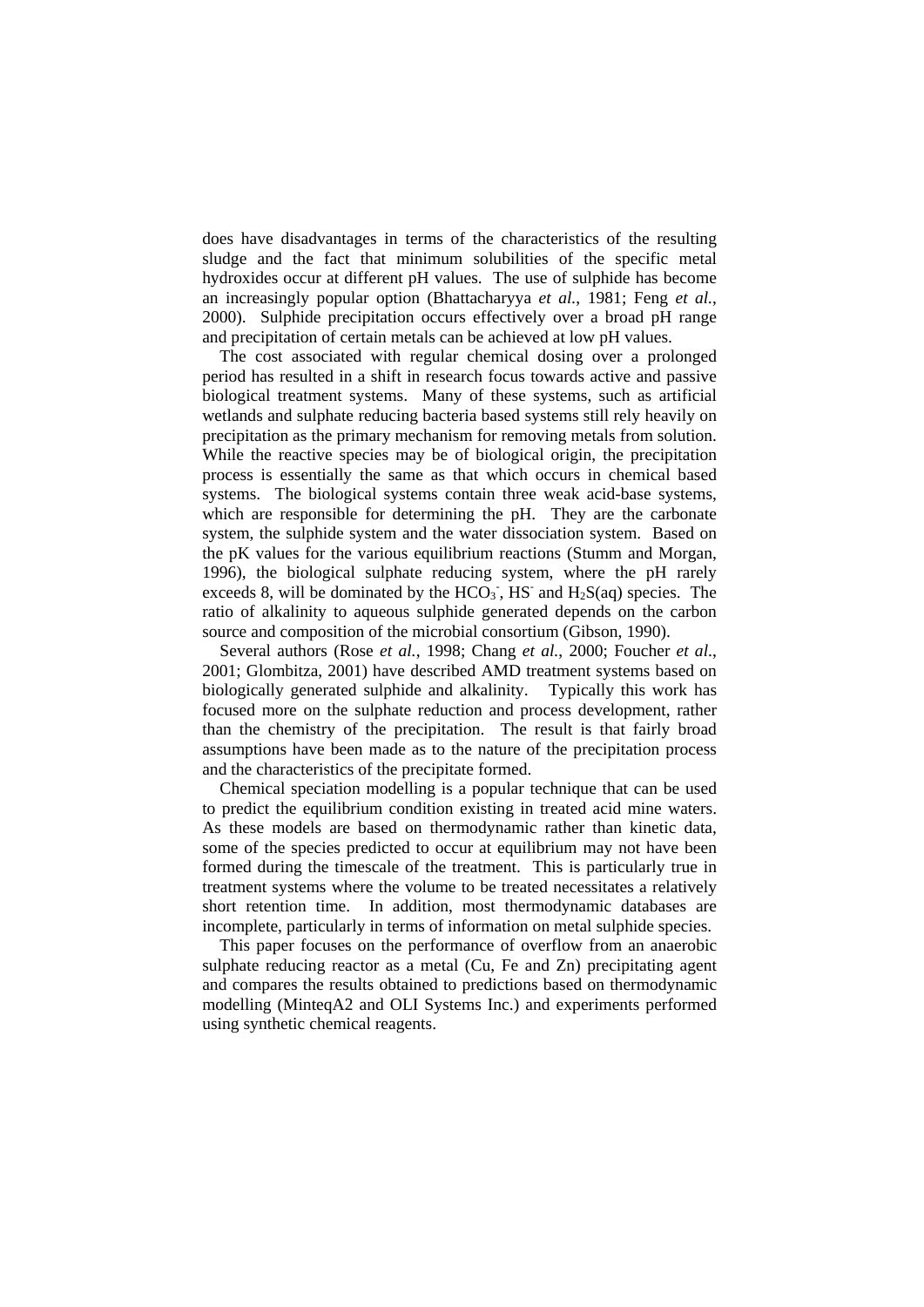does have disadvantages in terms of the characteristics of the resulting sludge and the fact that minimum solubilities of the specific metal hydroxides occur at different pH values. The use of sulphide has become an increasingly popular option (Bhattacharyya *et al.*, 1981; Feng *et al.*, 2000). Sulphide precipitation occurs effectively over a broad pH range and precipitation of certain metals can be achieved at low pH values.

The cost associated with regular chemical dosing over a prolonged period has resulted in a shift in research focus towards active and passive biological treatment systems. Many of these systems, such as artificial wetlands and sulphate reducing bacteria based systems still rely heavily on precipitation as the primary mechanism for removing metals from solution. While the reactive species may be of biological origin, the precipitation process is essentially the same as that which occurs in chemical based systems. The biological systems contain three weak acid-base systems, which are responsible for determining the pH. They are the carbonate system, the sulphide system and the water dissociation system. Based on the pK values for the various equilibrium reactions (Stumm and Morgan, 1996), the biological sulphate reducing system, where the pH rarely exceeds 8, will be dominated by the $HCO_3^-$, $HS^-$ and $H_2S(aq)$ species. The ratio of alkalinity to aqueous sulphide generated depends on the carbon source and composition of the microbial consortium (Gibson, 1990).

Several authors (Rose *et al.*, 1998; Chang *et al.*, 2000; Foucher *et al.*, 2001; Glombitza, 2001) have described AMD treatment systems based on biologically generated sulphide and alkalinity. Typically this work has focused more on the sulphate reduction and process development, rather than the chemistry of the precipitation. The result is that fairly broad assumptions have been made as to the nature of the precipitation process and the characteristics of the precipitate formed.

Chemical speciation modelling is a popular technique that can be used to predict the equilibrium condition existing in treated acid mine waters. As these models are based on thermodynamic rather than kinetic data, some of the species predicted to occur at equilibrium may not have been formed during the timescale of the treatment. This is particularly true in treatment systems where the volume to be treated necessitates a relatively short retention time. In addition, most thermodynamic databases are incomplete, particularly in terms of information on metal sulphide species.

This paper focuses on the performance of overflow from an anaerobic sulphate reducing reactor as a metal (Cu, Fe and Zn) precipitating agent and compares the results obtained to predictions based on thermodynamic modelling (MinteqA2 and OLI Systems Inc.) and experiments performed using synthetic chemical reagents.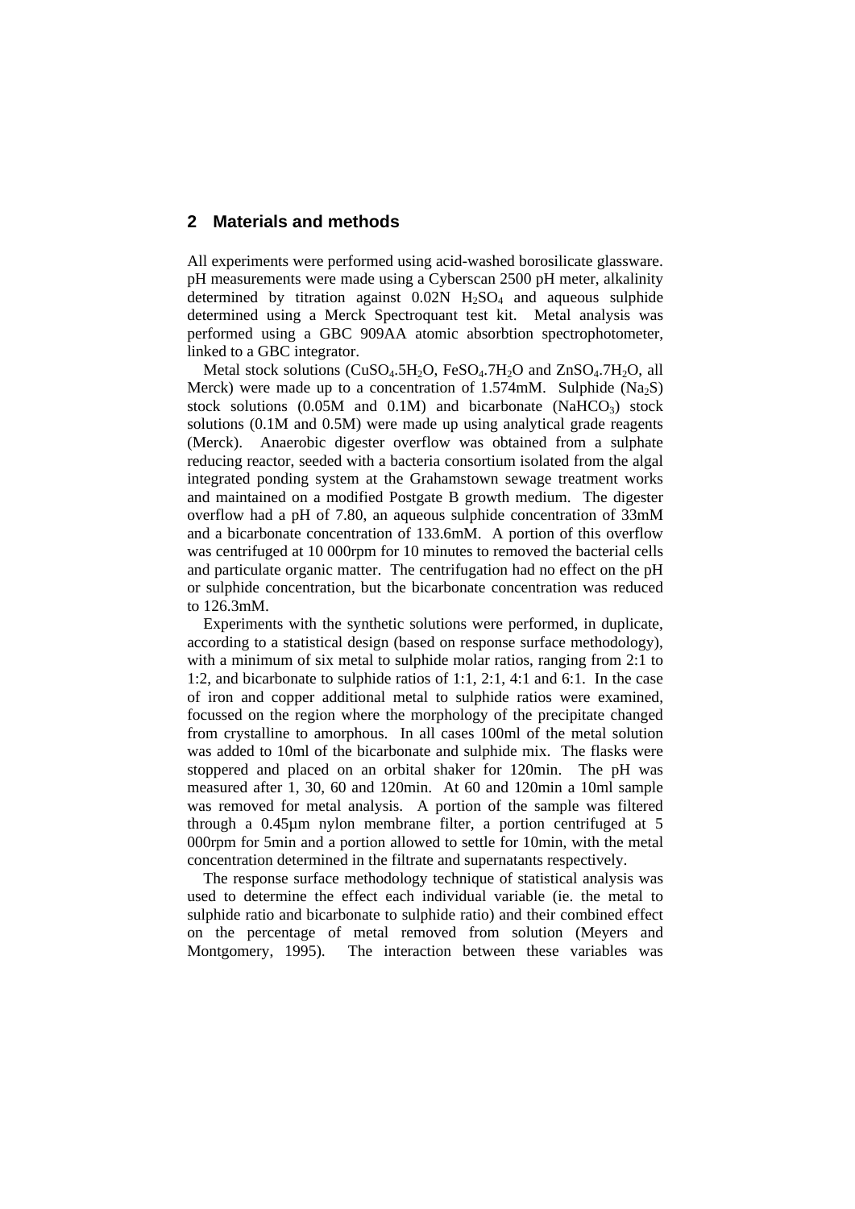## 2 Materials and methods

All experiments were performed using acid-washed borosilicate glassware. pH measurements were made using a Cyberscan 2500 pH meter, alkalinity determined by titration against 0.02N $H_2SO_4$ and aqueous sulphide determined using a Merck Spectroquant test kit. Metal analysis was performed using a GBC 909AA atomic absorbtion spectrophotometer, linked to a GBC integrator.

Metal stock solutions ($CuSO_4.5H_2O$, $FeSO_4.7H_2O$ and $ZnSO_4.7H_2O$, all Merck) were made up to a concentration of 1.574mM. Sulphide ($Na_2S$) stock solutions (0.05M and 0.1M) and bicarbonate ($NaHCO_3$) stock solutions (0.1M and 0.5M) were made up using analytical grade reagents (Merck). Anaerobic digester overflow was obtained from a sulphate reducing reactor, seeded with a bacteria consortium isolated from the algal integrated ponding system at the Grahamstown sewage treatment works and maintained on a modified Postgate B growth medium. The digester overflow had a pH of 7.80, an aqueous sulphide concentration of 33mM and a bicarbonate concentration of 133.6mM. A portion of this overflow was centrifuged at 10 000rpm for 10 minutes to removed the bacterial cells and particulate organic matter. The centrifugation had no effect on the pH or sulphide concentration, but the bicarbonate concentration was reduced to 126.3mM.

Experiments with the synthetic solutions were performed, in duplicate, according to a statistical design (based on response surface methodology), with a minimum of six metal to sulphide molar ratios, ranging from 2:1 to 1:2, and bicarbonate to sulphide ratios of 1:1, 2:1, 4:1 and 6:1. In the case of iron and copper additional metal to sulphide ratios were examined, focussed on the region where the morphology of the precipitate changed from crystalline to amorphous. In all cases 100ml of the metal solution was added to 10ml of the bicarbonate and sulphide mix. The flasks were stoppered and placed on an orbital shaker for 120min. The pH was measured after 1, 30, 60 and 120min. At 60 and 120min a 10ml sample was removed for metal analysis. A portion of the sample was filtered through a 0.45µm nylon membrane filter, a portion centrifuged at 5 000rpm for 5min and a portion allowed to settle for 10min, with the metal concentration determined in the filtrate and supernatants respectively.

The response surface methodology technique of statistical analysis was used to determine the effect each individual variable (ie. the metal to sulphide ratio and bicarbonate to sulphide ratio) and their combined effect on the percentage of metal removed from solution (Meyers and Montgomery, 1995). The interaction between these variables was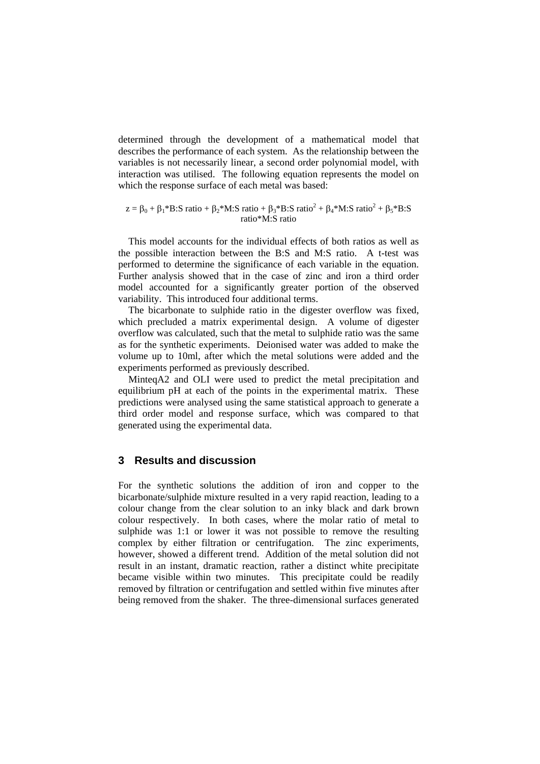determined through the development of a mathematical model that describes the performance of each system. As the relationship between the variables is not necessarily linear, a second order polynomial model, with interaction was utilised. The following equation represents the model on which the response surface of each metal was based:

$$z = \beta_0 + \beta_1\text{*B:S ratio} + \beta_2\text{*M:S ratio} + \beta_3\text{*B:S ratio}^2 + \beta_4\text{*M:S ratio}^2 + \beta_5\text{*B:S ratio*M:S ratio}$$

This model accounts for the individual effects of both ratios as well as the possible interaction between the B:S and M:S ratio. A t-test was performed to determine the significance of each variable in the equation. Further analysis showed that in the case of zinc and iron a third order model accounted for a significantly greater portion of the observed variability. This introduced four additional terms.

The bicarbonate to sulphide ratio in the digester overflow was fixed, which precluded a matrix experimental design. A volume of digester overflow was calculated, such that the metal to sulphide ratio was the same as for the synthetic experiments. Deionised water was added to make the volume up to 10ml, after which the metal solutions were added and the experiments performed as previously described.

MinteqA2 and OLI were used to predict the metal precipitation and equilibrium pH at each of the points in the experimental matrix. These predictions were analysed using the same statistical approach to generate a third order model and response surface, which was compared to that generated using the experimental data.

## 3 Results and discussion

For the synthetic solutions the addition of iron and copper to the bicarbonate/sulphide mixture resulted in a very rapid reaction, leading to a colour change from the clear solution to an inky black and dark brown colour respectively. In both cases, where the molar ratio of metal to sulphide was 1:1 or lower it was not possible to remove the resulting complex by either filtration or centrifugation. The zinc experiments, however, showed a different trend. Addition of the metal solution did not result in an instant, dramatic reaction, rather a distinct white precipitate became visible within two minutes. This precipitate could be readily removed by filtration or centrifugation and settled within five minutes after being removed from the shaker. The three-dimensional surfaces generated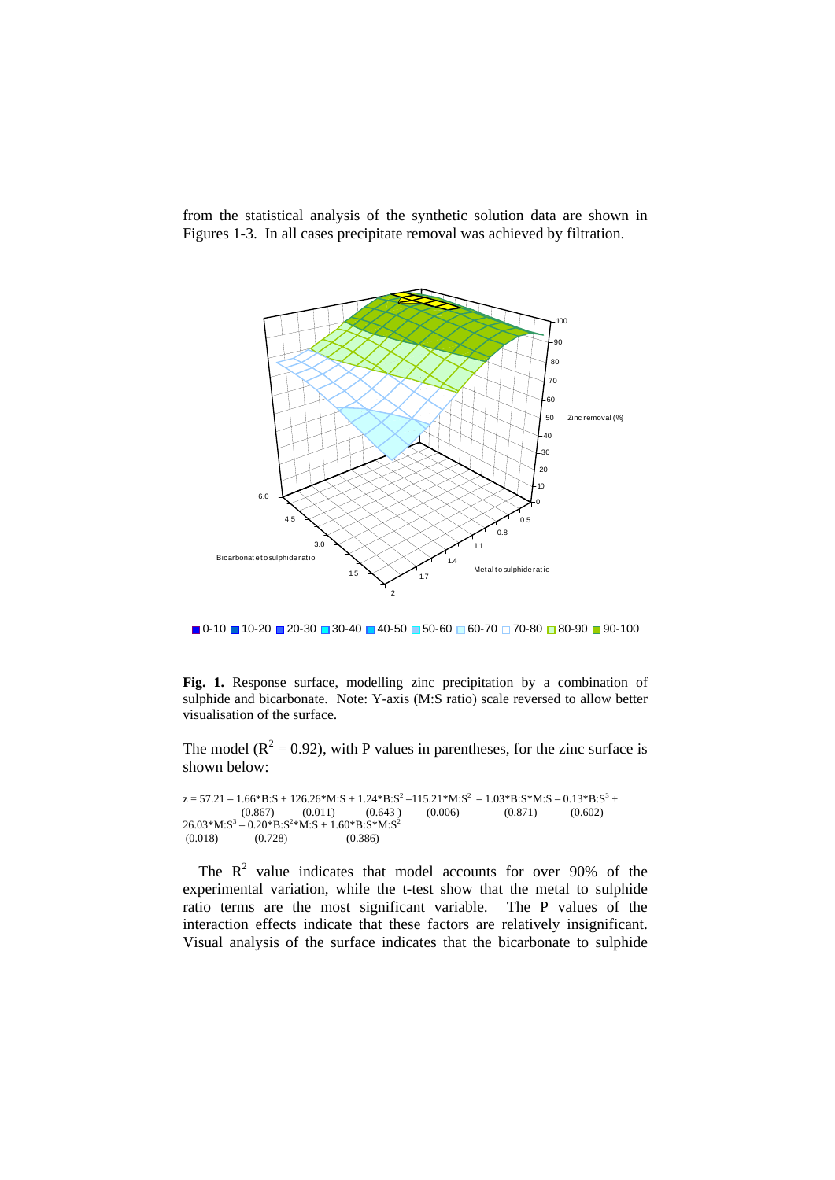from the statistical analysis of the synthetic solution data are shown in Figures 1-3. In all cases precipitate removal was achieved by filtration.

**Fig. 1.** Response surface, modelling zinc precipitation by a combination of sulphide and bicarbonate. Note: Y-axis (M:S ratio) scale reversed to allow better visualisation of the surface.

The model ($R^2 = 0.92$), with P values in parentheses, for the zinc surface is shown below:

$$z = 57.21 \underset{(0.867)}{- 1.66 \cdot B{:}S} \underset{(0.011)}{+ 126.26 \cdot M{:}S} \underset{(0.643)}{+ 1.24 \cdot B{:}S^2} \underset{(0.006)}{- 115.21 \cdot M{:}S^2} \underset{(0.871)}{- 1.03 \cdot B{:}S \cdot M{:}S} \underset{(0.602)}{- 0.13 \cdot B{:}S^3} +$$

$$\underset{(0.018)}{26.03 \cdot M{:}S^3} \underset{(0.728)}{- 0.20 \cdot B{:}S^2 \cdot M{:}S} \underset{(0.386)}{+ 1.60 \cdot B{:}S \cdot M{:}S^2}$$

The $R^2$ value indicates that model accounts for over 90% of the experimental variation, while the t-test show that the metal to sulphide ratio terms are the most significant variable. The P values of the interaction effects indicate that these factors are relatively insignificant. Visual analysis of the surface indicates that the bicarbonate to sulphide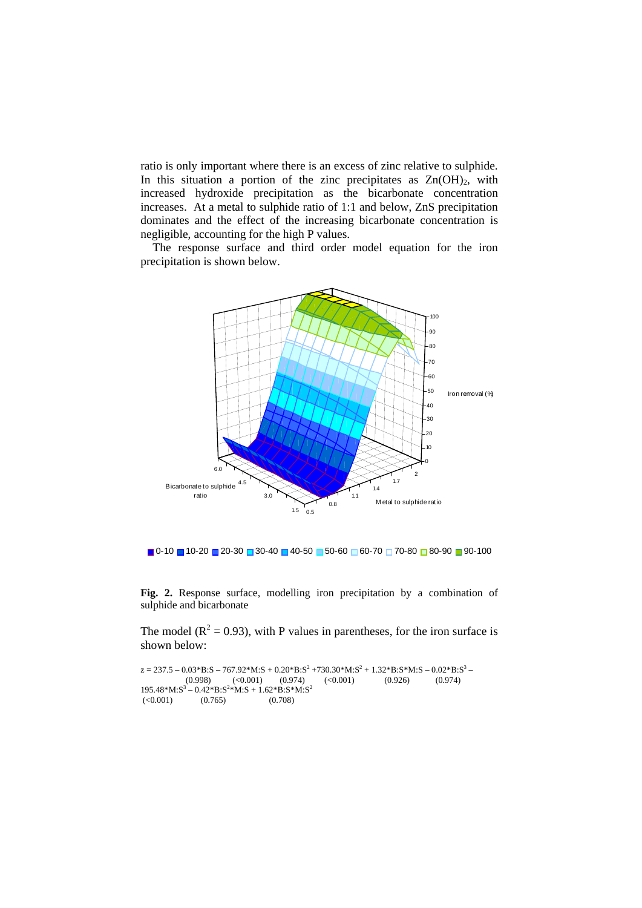ratio is only important where there is an excess of zinc relative to sulphide. In this situation a portion of the zinc precipitates as $Zn(OH)_2$, with increased hydroxide precipitation as the bicarbonate concentration increases. At a metal to sulphide ratio of 1:1 and below, ZnS precipitation dominates and the effect of the increasing bicarbonate concentration is negligible, accounting for the high P values.

The response surface and third order model equation for the iron precipitation is shown below.

**Fig. 2.** Response surface, modelling iron precipitation by a combination of sulphide and bicarbonate

The model ($R^2 = 0.93$), with P values in parentheses, for the iron surface is shown below:

$$z = 237.5 - \underset{(0.998)}{0.03 \cdot B{:}S} - \underset{(<0.001)}{767.92 \cdot M{:}S} + \underset{(0.974)}{0.20 \cdot B{:}S^2} + \underset{(<0.001)}{730.30 \cdot M{:}S^2} + \underset{(0.926)}{1.32 \cdot B{:}S \cdot M{:}S} - \underset{(0.974)}{0.02 \cdot B{:}S^3} - \underset{(<0.001)}{195.48 \cdot M{:}S^3} - \underset{(0.765)}{0.42 \cdot B{:}S^2 \cdot M{:}S} + \underset{(0.708)}{1.62 \cdot B{:}S \cdot M{:}S^2}$$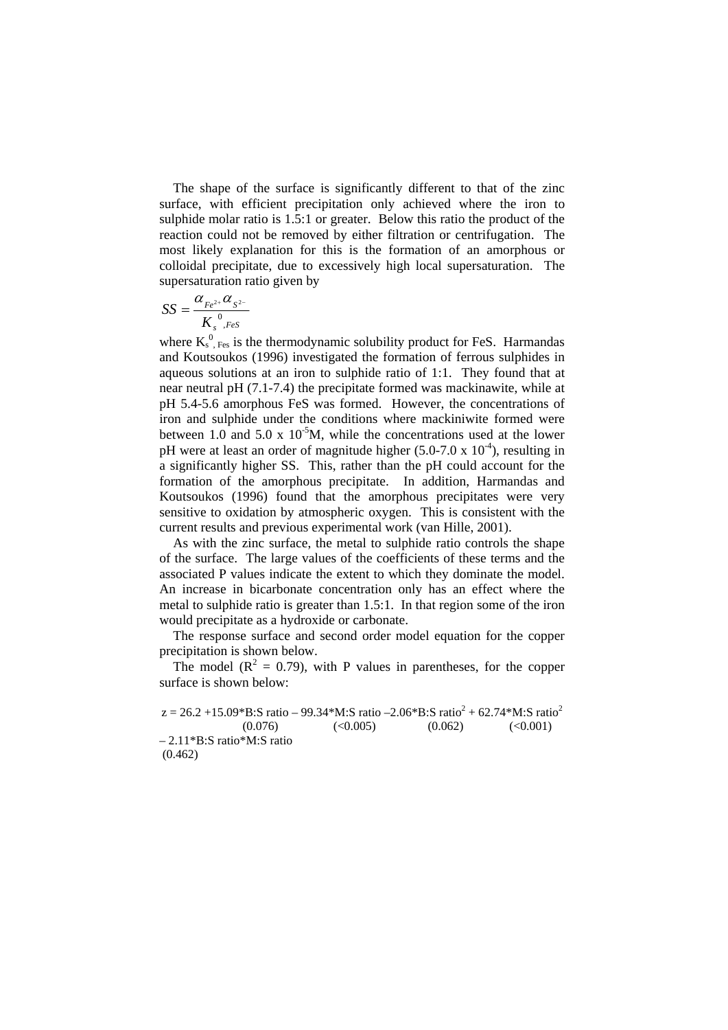The shape of the surface is significantly different to that of the zinc surface, with efficient precipitation only achieved where the iron to sulphide molar ratio is 1.5:1 or greater. Below this ratio the product of the reaction could not be removed by either filtration or centrifugation. The most likely explanation for this is the formation of an amorphous or colloidal precipitate, due to excessively high local supersaturation. The supersaturation ratio given by

$$SS = \frac{\alpha_{Fe^{2+}} \alpha_{S^{2-}}}{K_{s}^{0}{}_{,FeS}}$$

where $K_{s}^{0}{}_{,Fes}$ is the thermodynamic solubility product for FeS. Harmandas and Koutsoukos (1996) investigated the formation of ferrous sulphides in aqueous solutions at an iron to sulphide ratio of 1:1. They found that at near neutral pH (7.1-7.4) the precipitate formed was mackinawite, while at pH 5.4-5.6 amorphous FeS was formed. However, the concentrations of iron and sulphide under the conditions where mackiniwite formed were between 1.0 and 5.0 x $10^{-5}$M, while the concentrations used at the lower pH were at least an order of magnitude higher (5.0-7.0 x $10^{-4}$), resulting in a significantly higher SS. This, rather than the pH could account for the formation of the amorphous precipitate. In addition, Harmandas and Koutsoukos (1996) found that the amorphous precipitates were very sensitive to oxidation by atmospheric oxygen. This is consistent with the current results and previous experimental work (van Hille, 2001).

As with the zinc surface, the metal to sulphide ratio controls the shape of the surface. The large values of the coefficients of these terms and the associated P values indicate the extent to which they dominate the model. An increase in bicarbonate concentration only has an effect where the metal to sulphide ratio is greater than 1.5:1. In that region some of the iron would precipitate as a hydroxide or carbonate.

The response surface and second order model equation for the copper precipitation is shown below.

The model ($R^2$ = 0.79), with P values in parentheses, for the copper surface is shown below:

$$z = 26.2 + \underset{(0.076)}{15.09 \cdot B{:}S\ ratio} - \underset{(<0.005)}{99.34 \cdot M{:}S\ ratio} - \underset{(0.062)}{2.06 \cdot B{:}S\ ratio^2} + \underset{(<0.001)}{62.74 \cdot M{:}S\ ratio^2} - \underset{(0.462)}{2.11 \cdot B{:}S\ ratio \cdot M{:}S\ ratio}$$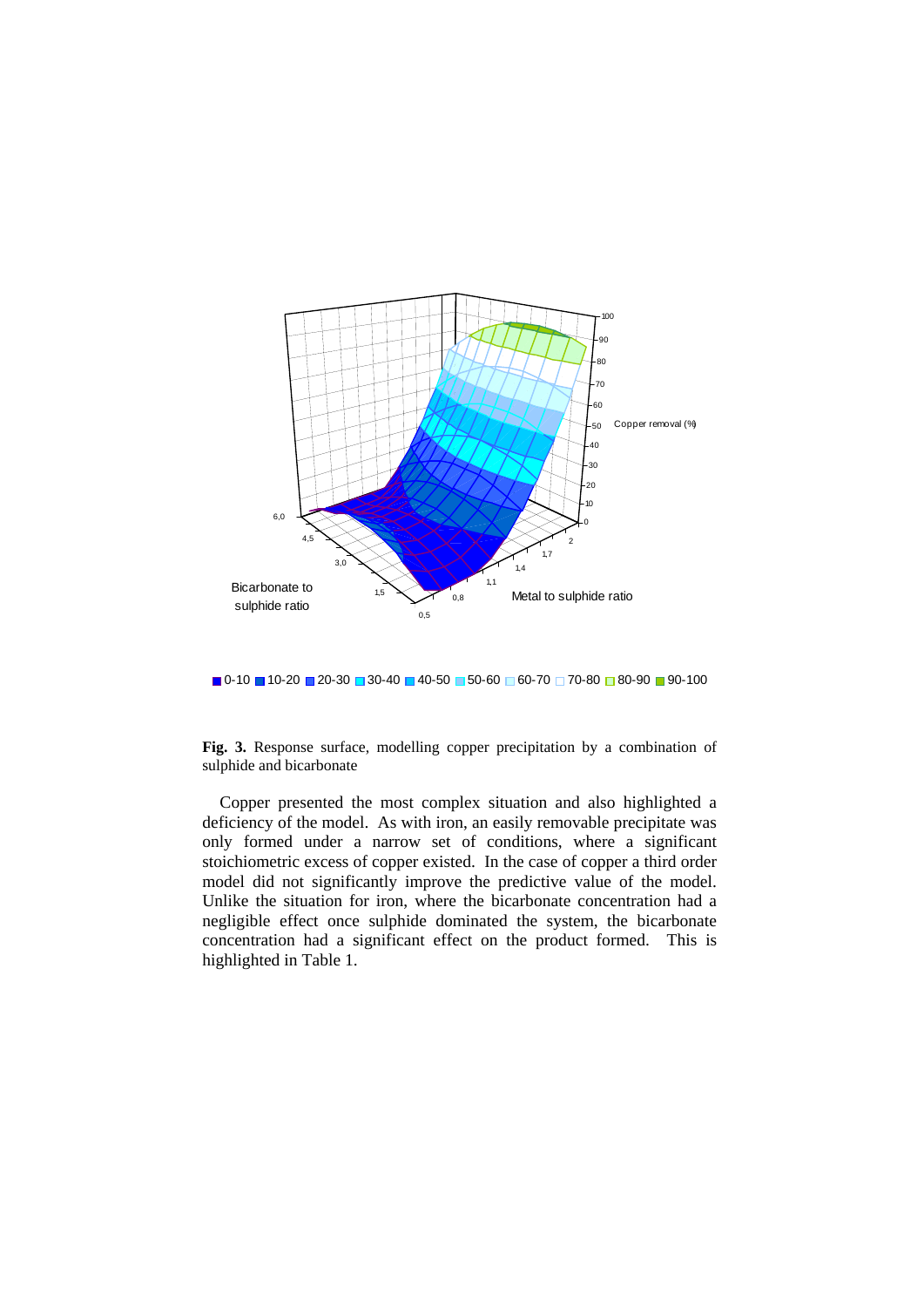**Fig. 3.** Response surface, modelling copper precipitation by a combination of sulphide and bicarbonate

Copper presented the most complex situation and also highlighted a deficiency of the model. As with iron, an easily removable precipitate was only formed under a narrow set of conditions, where a significant stoichiometric excess of copper existed. In the case of copper a third order model did not significantly improve the predictive value of the model. Unlike the situation for iron, where the bicarbonate concentration had a negligible effect once sulphide dominated the system, the bicarbonate concentration had a significant effect on the product formed. This is highlighted in Table 1.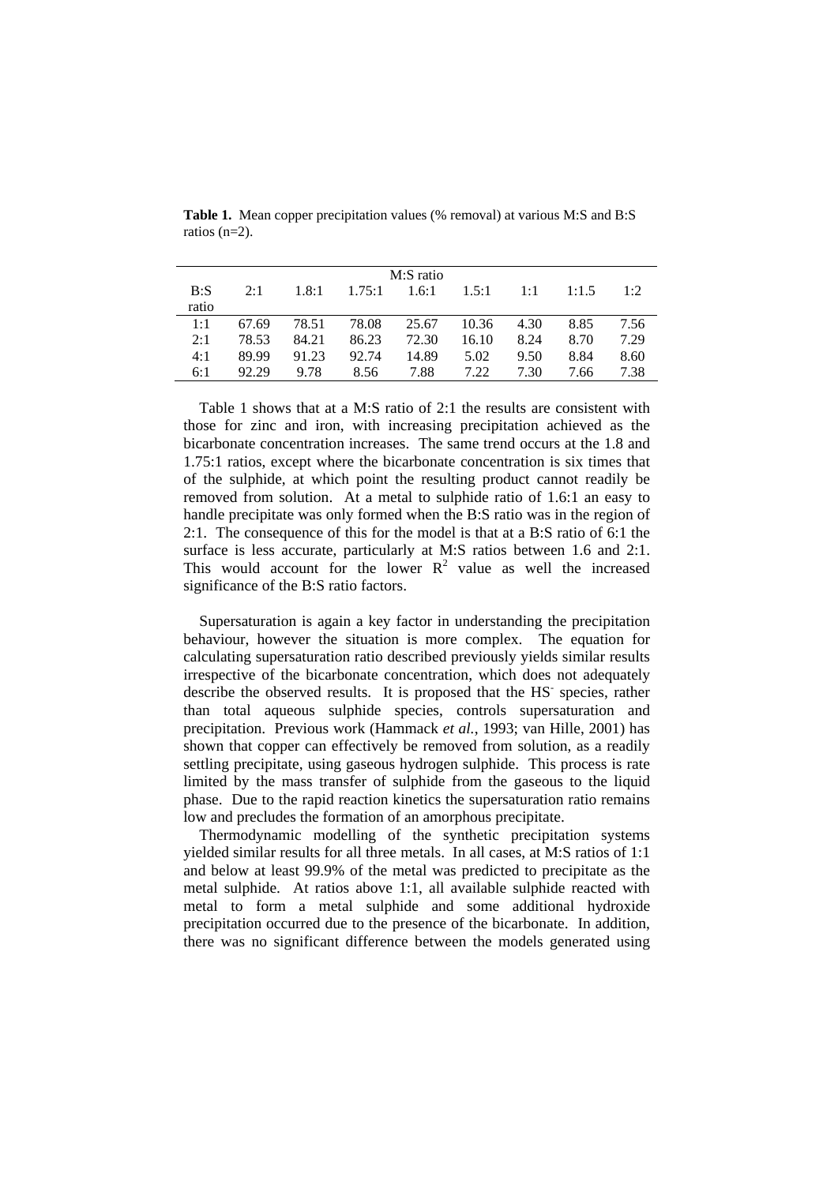**Table 1.** Mean copper precipitation values (% removal) at various M:S and B:S ratios (n=2).

| B:S ratio | M:S ratio 2:1 | 1.8:1 | 1.75:1 | 1.6:1 | 1.5:1 | 1:1 | 1:1.5 | 1:2 |
|---|---|---|---|---|---|---|---|---|
| 1:1 | 67.69 | 78.51 | 78.08 | 25.67 | 10.36 | 4.30 | 8.85 | 7.56 |
| 2:1 | 78.53 | 84.21 | 86.23 | 72.30 | 16.10 | 8.24 | 8.70 | 7.29 |
| 4:1 | 89.99 | 91.23 | 92.74 | 14.89 | 5.02 | 9.50 | 8.84 | 8.60 |
| 6:1 | 92.29 | 9.78 | 8.56 | 7.88 | 7.22 | 7.30 | 7.66 | 7.38 |

Table 1 shows that at a M:S ratio of 2:1 the results are consistent with those for zinc and iron, with increasing precipitation achieved as the bicarbonate concentration increases. The same trend occurs at the 1.8 and 1.75:1 ratios, except where the bicarbonate concentration is six times that of the sulphide, at which point the resulting product cannot readily be removed from solution. At a metal to sulphide ratio of 1.6:1 an easy to handle precipitate was only formed when the B:S ratio was in the region of 2:1. The consequence of this for the model is that at a B:S ratio of 6:1 the surface is less accurate, particularly at M:S ratios between 1.6 and 2:1. This would account for the lower $R^2$ value as well the increased significance of the B:S ratio factors.

Supersaturation is again a key factor in understanding the precipitation behaviour, however the situation is more complex. The equation for calculating supersaturation ratio described previously yields similar results irrespective of the bicarbonate concentration, which does not adequately describe the observed results. It is proposed that the $HS^-$ species, rather than total aqueous sulphide species, controls supersaturation and precipitation. Previous work (Hammack *et al.*, 1993; van Hille, 2001) has shown that copper can effectively be removed from solution, as a readily settling precipitate, using gaseous hydrogen sulphide. This process is rate limited by the mass transfer of sulphide from the gaseous to the liquid phase. Due to the rapid reaction kinetics the supersaturation ratio remains low and precludes the formation of an amorphous precipitate.

Thermodynamic modelling of the synthetic precipitation systems yielded similar results for all three metals. In all cases, at M:S ratios of 1:1 and below at least 99.9% of the metal was predicted to precipitate as the metal sulphide. At ratios above 1:1, all available sulphide reacted with metal to form a metal sulphide and some additional hydroxide precipitation occurred due to the presence of the bicarbonate. In addition, there was no significant difference between the models generated using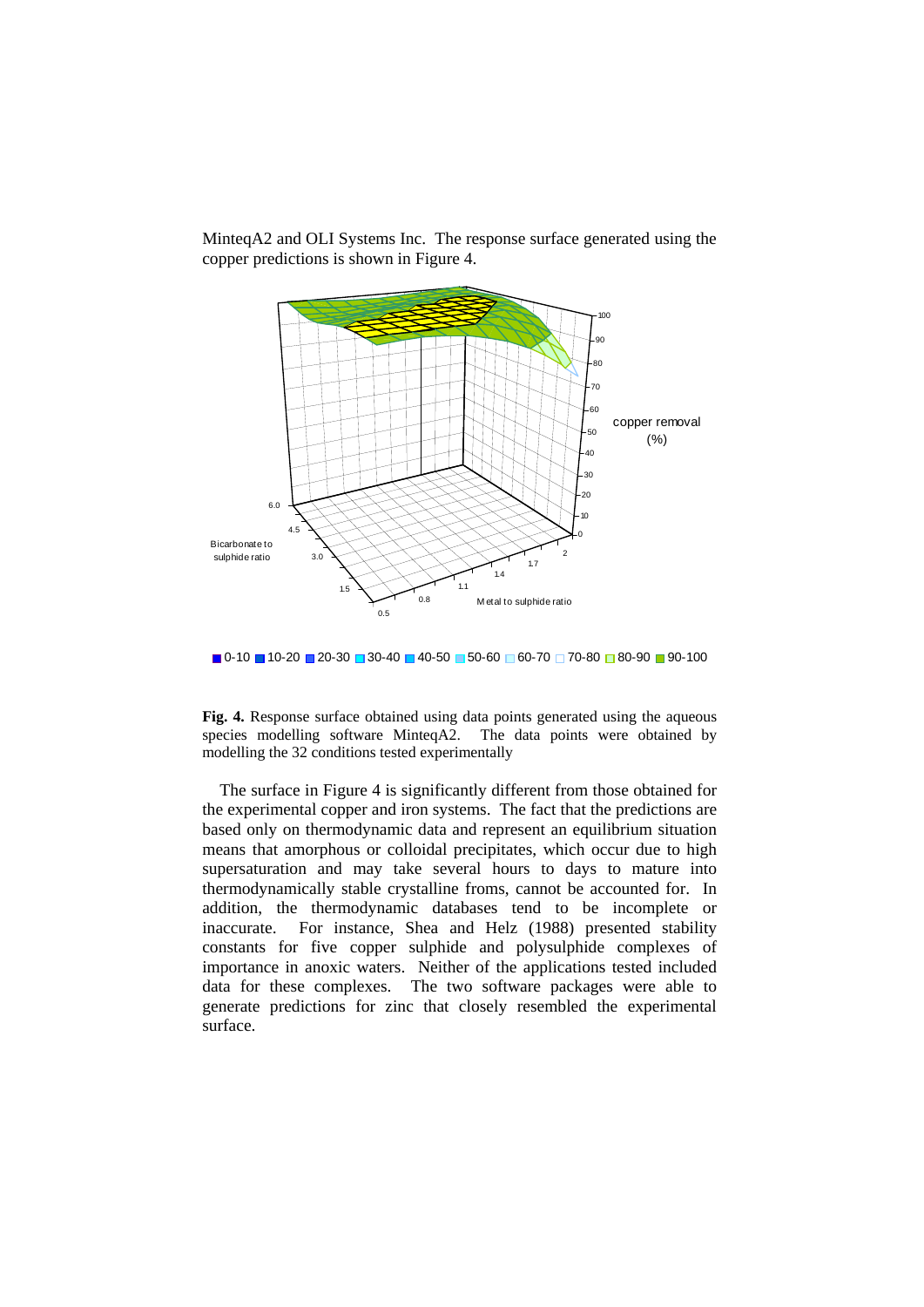MinteqA2 and OLI Systems Inc. The response surface generated using the copper predictions is shown in Figure 4.

**Fig. 4.** Response surface obtained using data points generated using the aqueous species modelling software MinteqA2. The data points were obtained by modelling the 32 conditions tested experimentally

The surface in Figure 4 is significantly different from those obtained for the experimental copper and iron systems. The fact that the predictions are based only on thermodynamic data and represent an equilibrium situation means that amorphous or colloidal precipitates, which occur due to high supersaturation and may take several hours to days to mature into thermodynamically stable crystalline froms, cannot be accounted for. In addition, the thermodynamic databases tend to be incomplete or inaccurate. For instance, Shea and Helz (1988) presented stability constants for five copper sulphide and polysulphide complexes of importance in anoxic waters. Neither of the applications tested included data for these complexes. The two software packages were able to generate predictions for zinc that closely resembled the experimental surface.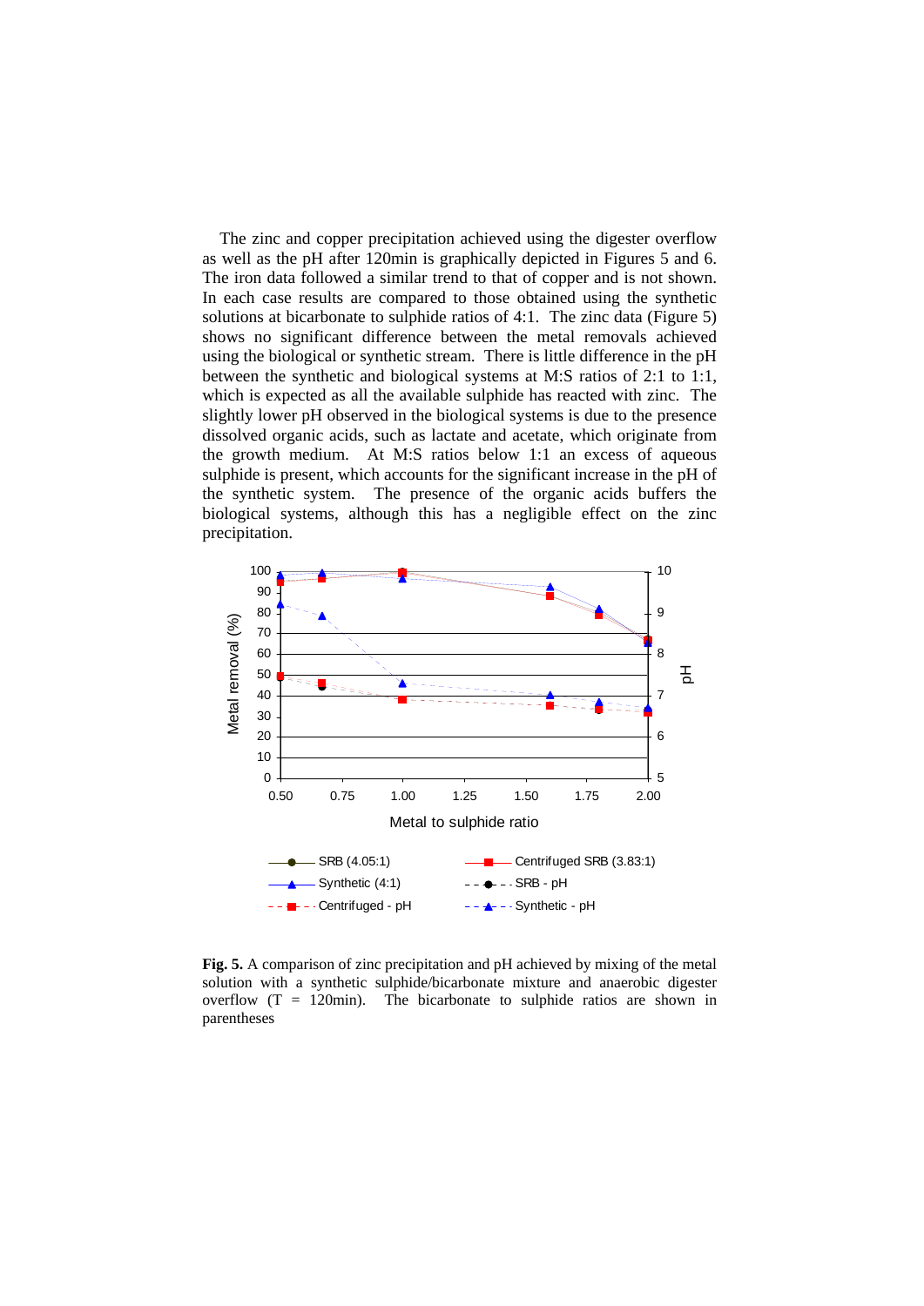The zinc and copper precipitation achieved using the digester overflow as well as the pH after 120min is graphically depicted in Figures 5 and 6. The iron data followed a similar trend to that of copper and is not shown. In each case results are compared to those obtained using the synthetic solutions at bicarbonate to sulphide ratios of 4:1. The zinc data (Figure 5) shows no significant difference between the metal removals achieved using the biological or synthetic stream. There is little difference in the pH between the synthetic and biological systems at M:S ratios of 2:1 to 1:1, which is expected as all the available sulphide has reacted with zinc. The slightly lower pH observed in the biological systems is due to the presence dissolved organic acids, such as lactate and acetate, which originate from the growth medium. At M:S ratios below 1:1 an excess of aqueous sulphide is present, which accounts for the significant increase in the pH of the synthetic system. The presence of the organic acids buffers the biological systems, although this has a negligible effect on the zinc precipitation.

**Fig. 5.** A comparison of zinc precipitation and pH achieved by mixing of the metal solution with a synthetic sulphide/bicarbonate mixture and anaerobic digester overflow (T = 120min). The bicarbonate to sulphide ratios are shown in parentheses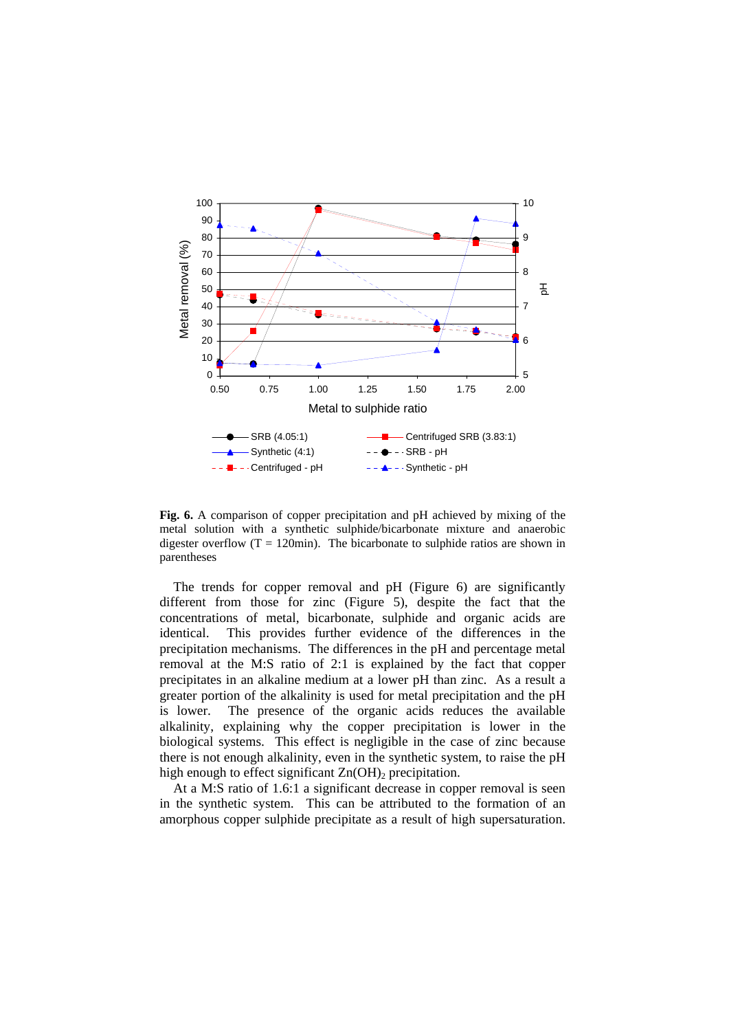**Fig. 6.** A comparison of copper precipitation and pH achieved by mixing of the metal solution with a synthetic sulphide/bicarbonate mixture and anaerobic digester overflow (T = 120min). The bicarbonate to sulphide ratios are shown in parentheses

The trends for copper removal and pH (Figure 6) are significantly different from those for zinc (Figure 5), despite the fact that the concentrations of metal, bicarbonate, sulphide and organic acids are identical. This provides further evidence of the differences in the precipitation mechanisms. The differences in the pH and percentage metal removal at the M:S ratio of 2:1 is explained by the fact that copper precipitates in an alkaline medium at a lower pH than zinc. As a result a greater portion of the alkalinity is used for metal precipitation and the pH is lower. The presence of the organic acids reduces the available alkalinity, explaining why the copper precipitation is lower in the biological systems. This effect is negligible in the case of zinc because there is not enough alkalinity, even in the synthetic system, to raise the pH high enough to effect significant $Zn(OH)_2$ precipitation.

At a M:S ratio of 1.6:1 a significant decrease in copper removal is seen in the synthetic system. This can be attributed to the formation of an amorphous copper sulphide precipitate as a result of high supersaturation.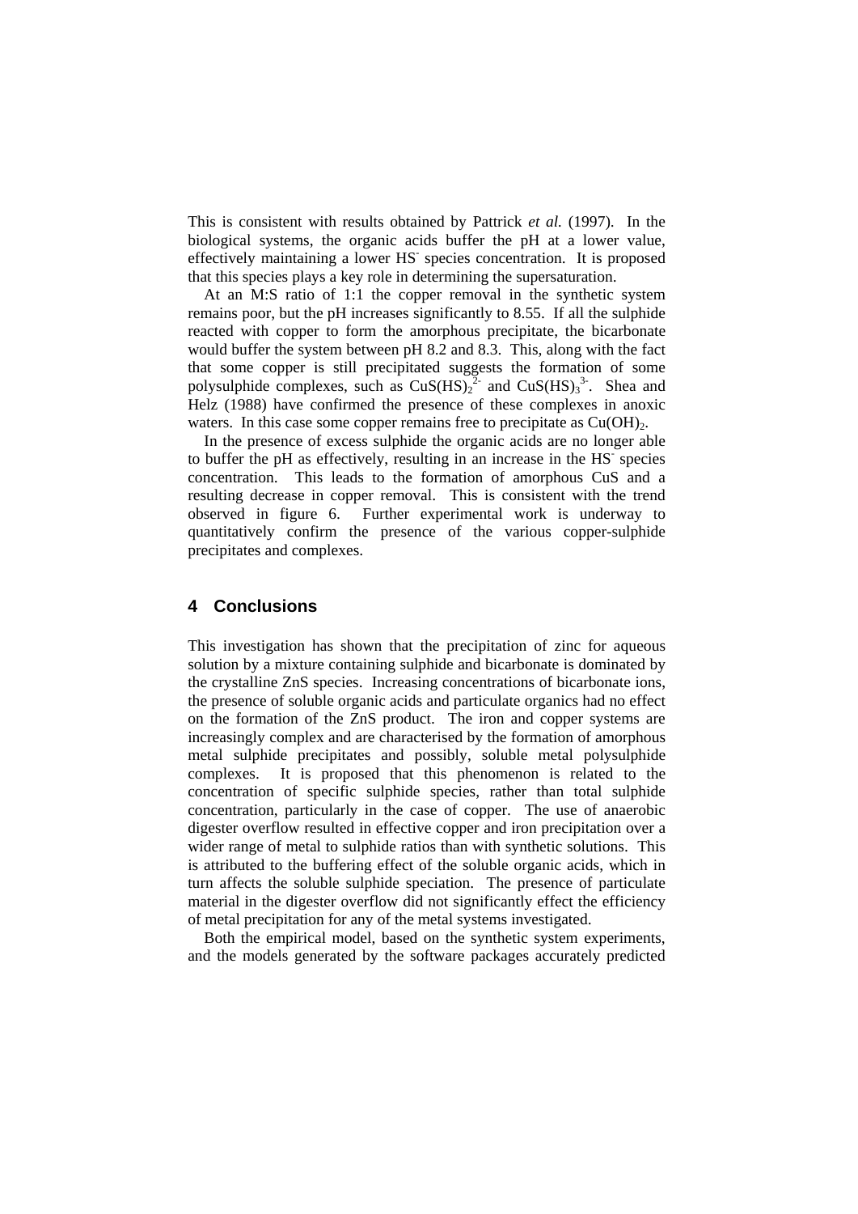This is consistent with results obtained by Pattrick *et al.* (1997). In the biological systems, the organic acids buffer the pH at a lower value, effectively maintaining a lower $HS^-$ species concentration. It is proposed that this species plays a key role in determining the supersaturation.

At an M:S ratio of 1:1 the copper removal in the synthetic system remains poor, but the pH increases significantly to 8.55. If all the sulphide reacted with copper to form the amorphous precipitate, the bicarbonate would buffer the system between pH 8.2 and 8.3. This, along with the fact that some copper is still precipitated suggests the formation of some polysulphide complexes, such as $CuS(HS)_2^{2-}$ and $CuS(HS)_3^{3-}$. Shea and Helz (1988) have confirmed the presence of these complexes in anoxic waters. In this case some copper remains free to precipitate as $Cu(OH)_2$.

In the presence of excess sulphide the organic acids are no longer able to buffer the pH as effectively, resulting in an increase in the $HS^-$ species concentration. This leads to the formation of amorphous CuS and a resulting decrease in copper removal. This is consistent with the trend observed in figure 6. Further experimental work is underway to quantitatively confirm the presence of the various copper-sulphide precipitates and complexes.

## 4 Conclusions

This investigation has shown that the precipitation of zinc for aqueous solution by a mixture containing sulphide and bicarbonate is dominated by the crystalline ZnS species. Increasing concentrations of bicarbonate ions, the presence of soluble organic acids and particulate organics had no effect on the formation of the ZnS product. The iron and copper systems are increasingly complex and are characterised by the formation of amorphous metal sulphide precipitates and possibly, soluble metal polysulphide complexes. It is proposed that this phenomenon is related to the concentration of specific sulphide species, rather than total sulphide concentration, particularly in the case of copper. The use of anaerobic digester overflow resulted in effective copper and iron precipitation over a wider range of metal to sulphide ratios than with synthetic solutions. This is attributed to the buffering effect of the soluble organic acids, which in turn affects the soluble sulphide speciation. The presence of particulate material in the digester overflow did not significantly effect the efficiency of metal precipitation for any of the metal systems investigated.

Both the empirical model, based on the synthetic system experiments, and the models generated by the software packages accurately predicted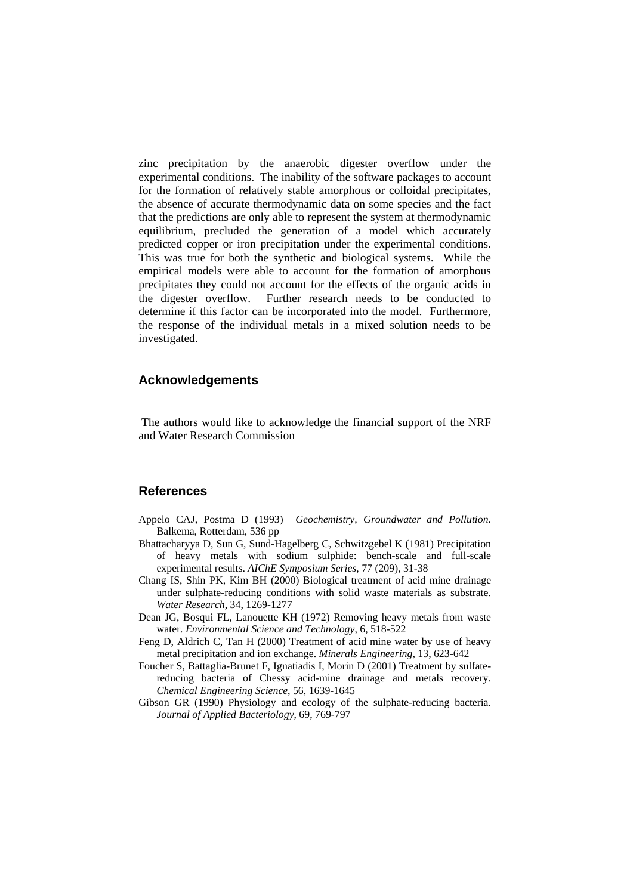zinc precipitation by the anaerobic digester overflow under the experimental conditions. The inability of the software packages to account for the formation of relatively stable amorphous or colloidal precipitates, the absence of accurate thermodynamic data on some species and the fact that the predictions are only able to represent the system at thermodynamic equilibrium, precluded the generation of a model which accurately predicted copper or iron precipitation under the experimental conditions. This was true for both the synthetic and biological systems. While the empirical models were able to account for the formation of amorphous precipitates they could not account for the effects of the organic acids in the digester overflow. Further research needs to be conducted to determine if this factor can be incorporated into the model. Furthermore, the response of the individual metals in a mixed solution needs to be investigated.

## Acknowledgements

The authors would like to acknowledge the financial support of the NRF and Water Research Commission

## References

Appelo CAJ, Postma D (1993) *Geochemistry, Groundwater and Pollution*. Balkema, Rotterdam, 536 pp

Bhattacharyya D, Sun G, Sund-Hagelberg C, Schwitzgebel K (1981) Precipitation of heavy metals with sodium sulphide: bench-scale and full-scale experimental results. *AIChE Symposium Series*, 77 (209), 31-38

Chang IS, Shin PK, Kim BH (2000) Biological treatment of acid mine drainage under sulphate-reducing conditions with solid waste materials as substrate. *Water Research*, 34, 1269-1277

Dean JG, Bosqui FL, Lanouette KH (1972) Removing heavy metals from waste water. *Environmental Science and Technology*, 6, 518-522

Feng D, Aldrich C, Tan H (2000) Treatment of acid mine water by use of heavy metal precipitation and ion exchange. *Minerals Engineering*, 13, 623-642

Foucher S, Battaglia-Brunet F, Ignatiadis I, Morin D (2001) Treatment by sulfate-reducing bacteria of Chessy acid-mine drainage and metals recovery. *Chemical Engineering Science*, 56, 1639-1645

Gibson GR (1990) Physiology and ecology of the sulphate-reducing bacteria. *Journal of Applied Bacteriology*, 69, 769-797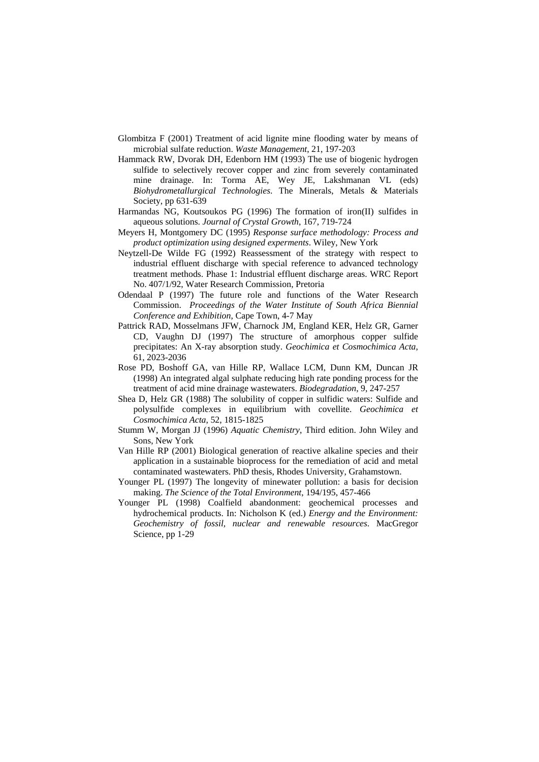Glombitza F (2001) Treatment of acid lignite mine flooding water by means of microbial sulfate reduction. *Waste Management*, 21, 197-203

Hammack RW, Dvorak DH, Edenborn HM (1993) The use of biogenic hydrogen sulfide to selectively recover copper and zinc from severely contaminated mine drainage. In: Torma AE, Wey JE, Lakshmanan VL (eds) *Biohydrometallurgical Technologies*. The Minerals, Metals & Materials Society, pp 631-639

Harmandas NG, Koutsoukos PG (1996) The formation of iron(II) sulfides in aqueous solutions. *Journal of Crystal Growth*, 167, 719-724

Meyers H, Montgomery DC (1995) *Response surface methodology: Process and product optimization using designed experments*. Wiley, New York

Neytzell-De Wilde FG (1992) Reassessment of the strategy with respect to industrial effluent discharge with special reference to advanced technology treatment methods. Phase 1: Industrial effluent discharge areas. WRC Report No. 407/1/92, Water Research Commission, Pretoria

Odendaal P (1997) The future role and functions of the Water Research Commission. *Proceedings of the Water Institute of South Africa Biennial Conference and Exhibition*, Cape Town, 4-7 May

Pattrick RAD, Mosselmans JFW, Charnock JM, England KER, Helz GR, Garner CD, Vaughn DJ (1997) The structure of amorphous copper sulfide precipitates: An X-ray absorption study. *Geochimica et Cosmochimica Acta*, 61, 2023-2036

Rose PD, Boshoff GA, van Hille RP, Wallace LCM, Dunn KM, Duncan JR (1998) An integrated algal sulphate reducing high rate ponding process for the treatment of acid mine drainage wastewaters. *Biodegradation*, 9, 247-257

Shea D, Helz GR (1988) The solubility of copper in sulfidic waters: Sulfide and polysulfide complexes in equilibrium with covellite. *Geochimica et Cosmochimica Acta*, 52, 1815-1825

Stumm W, Morgan JJ (1996) *Aquatic Chemistry*, Third edition. John Wiley and Sons, New York

Van Hille RP (2001) Biological generation of reactive alkaline species and their application in a sustainable bioprocess for the remediation of acid and metal contaminated wastewaters. PhD thesis, Rhodes University, Grahamstown.

Younger PL (1997) The longevity of minewater pollution: a basis for decision making. *The Science of the Total Environment*, 194/195, 457-466

Younger PL (1998) Coalfield abandonment: geochemical processes and hydrochemical products. In: Nicholson K (ed.) *Energy and the Environment: Geochemistry of fossil, nuclear and renewable resources*. MacGregor Science, pp 1-29